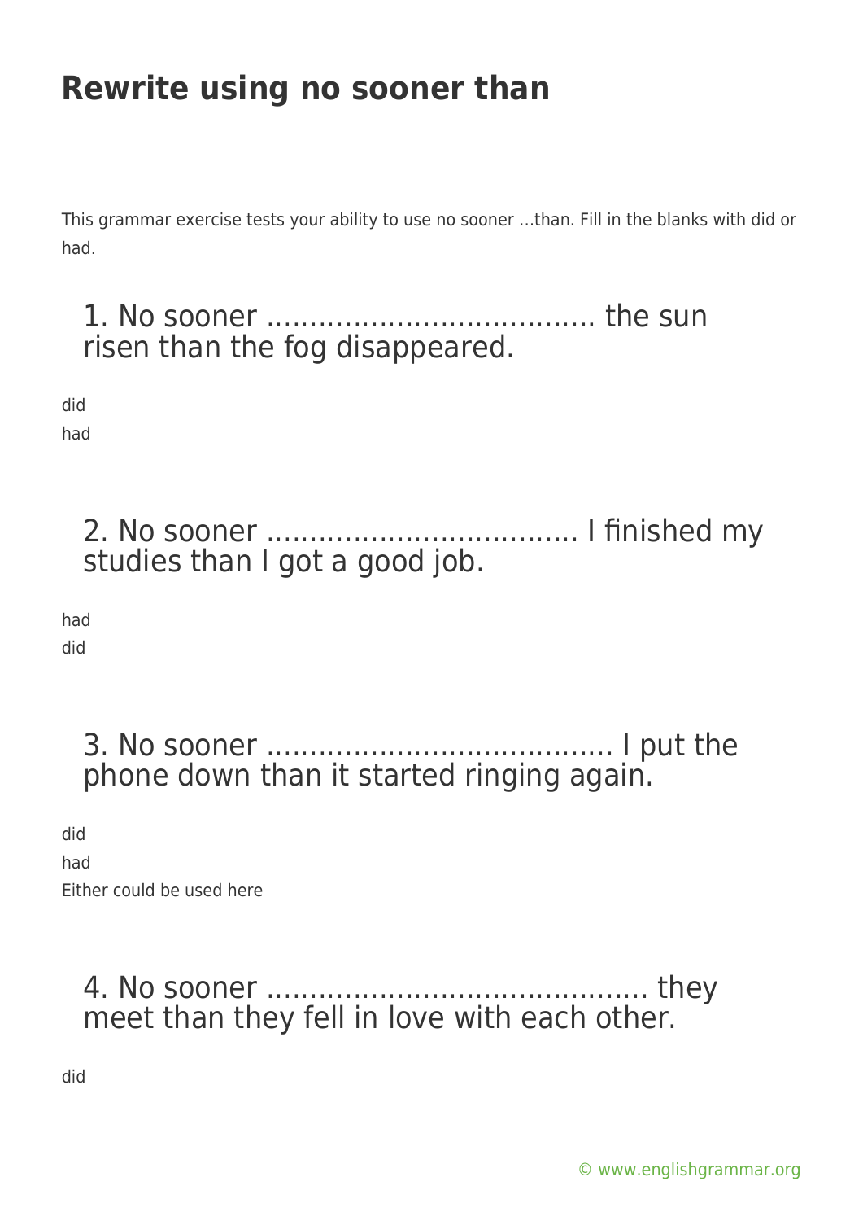# Rewrite using no sooner than

This grammar exercise tests your ability to use no sooner ...than. Fill in the blanks with did or had.

## 1. No sooner ..................................... the sun risen than the fog disappeared.

did

had

## 2. No sooner .................................... I finished my studies than I got a good job.

had

did

## 3. No sooner ....................................... I put the phone down than it started ringing again.

did

had

Either could be used here

## 4. No sooner ........................................... they meet than they fell in love with each other.

did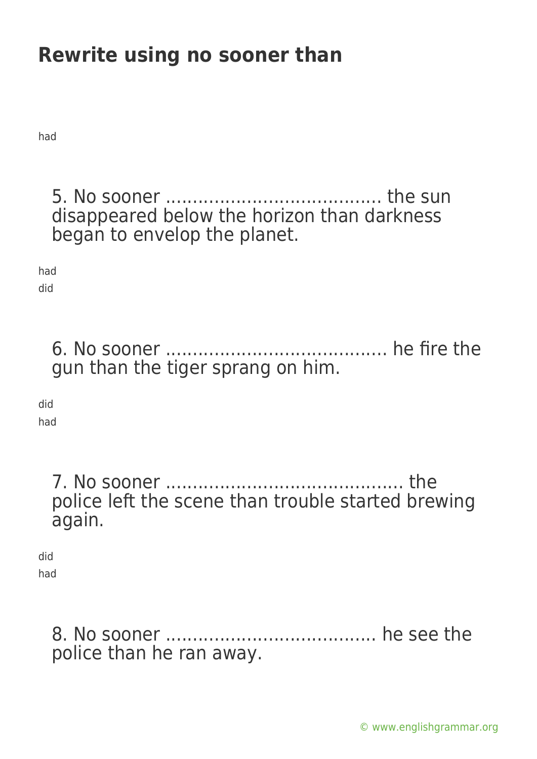## Rewrite using no sooner than

had

5. No sooner ....................................... the sun disappeared below the horizon than darkness began to envelop the planet.

had

did

6. No sooner ........................................ he fire the gun than the tiger sprang on him.

did

had

7. No sooner .......................................... the police left the scene than trouble started brewing again.

did

had

8. No sooner ....................................... he see the police than he ran away.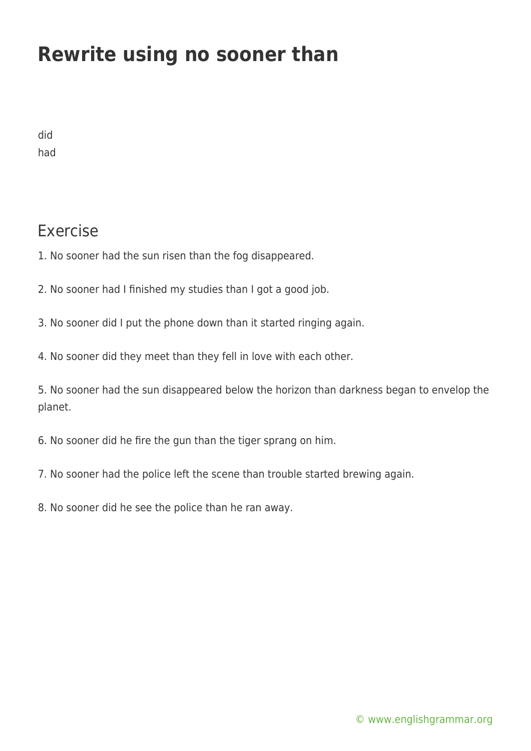# Rewrite using no sooner than

did
had

## Exercise

1. No sooner had the sun risen than the fog disappeared.

2. No sooner had I finished my studies than I got a good job.

3. No sooner did I put the phone down than it started ringing again.

4. No sooner did they meet than they fell in love with each other.

5. No sooner had the sun disappeared below the horizon than darkness began to envelop the planet.

6. No sooner did he fire the gun than the tiger sprang on him.

7. No sooner had the police left the scene than trouble started brewing again.

8. No sooner did he see the police than he ran away.

© www.englishgrammar.org